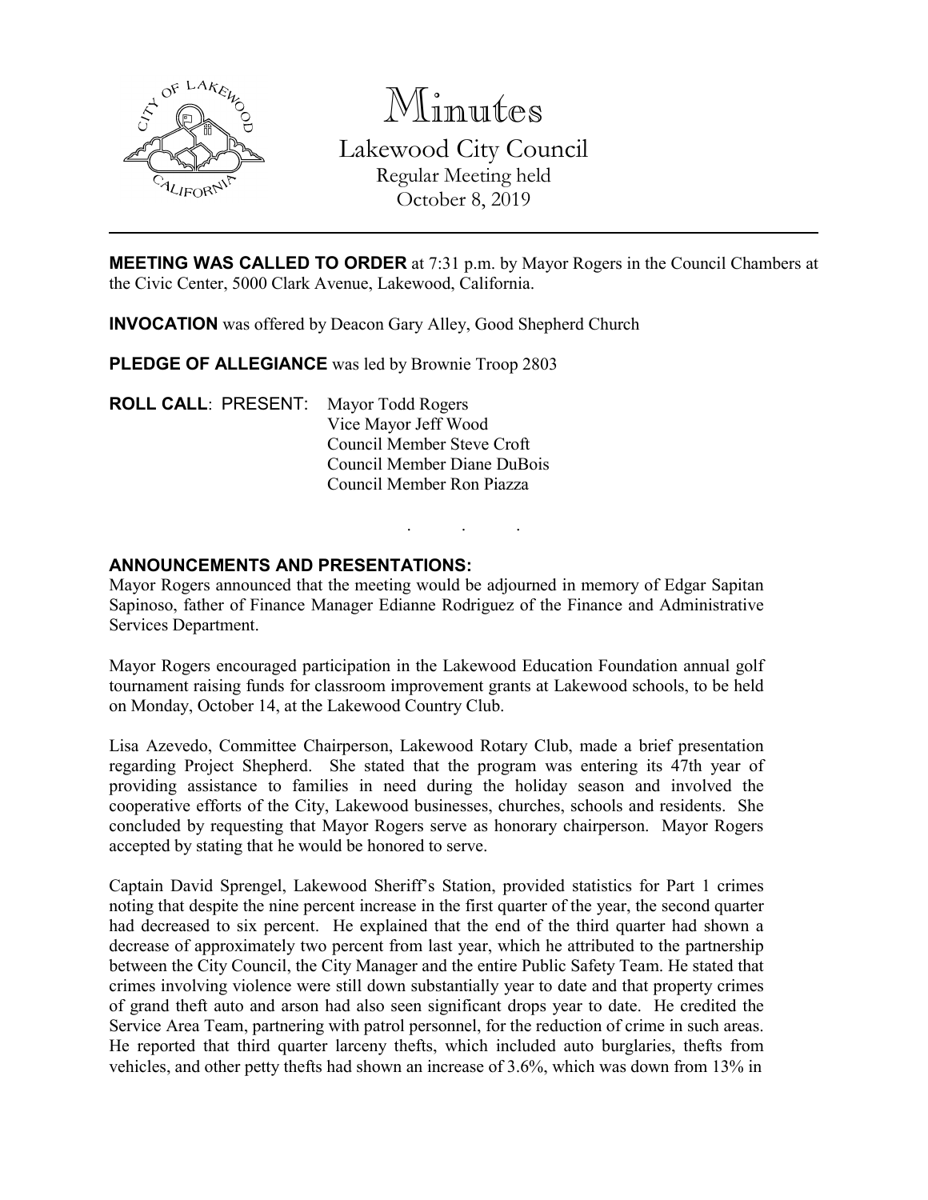# Minutes

## Lakewood City Council

Regular Meeting held
October 8, 2019

---

**MEETING WAS CALLED TO ORDER** at 7:31 p.m. by Mayor Rogers in the Council Chambers at the Civic Center, 5000 Clark Avenue, Lakewood, California.

**INVOCATION** was offered by Deacon Gary Alley, Good Shepherd Church

**PLEDGE OF ALLEGIANCE** was led by Brownie Troop 2803

**ROLL CALL**: PRESENT: Mayor Todd Rogers
Vice Mayor Jeff Wood
Council Member Steve Croft
Council Member Diane DuBois
Council Member Ron Piazza

. . .

**ANNOUNCEMENTS AND PRESENTATIONS:**

Mayor Rogers announced that the meeting would be adjourned in memory of Edgar Sapitan Sapinoso, father of Finance Manager Edianne Rodriguez of the Finance and Administrative Services Department.

Mayor Rogers encouraged participation in the Lakewood Education Foundation annual golf tournament raising funds for classroom improvement grants at Lakewood schools, to be held on Monday, October 14, at the Lakewood Country Club.

Lisa Azevedo, Committee Chairperson, Lakewood Rotary Club, made a brief presentation regarding Project Shepherd. She stated that the program was entering its 47th year of providing assistance to families in need during the holiday season and involved the cooperative efforts of the City, Lakewood businesses, churches, schools and residents. She concluded by requesting that Mayor Rogers serve as honorary chairperson. Mayor Rogers accepted by stating that he would be honored to serve.

Captain David Sprengel, Lakewood Sheriff's Station, provided statistics for Part 1 crimes noting that despite the nine percent increase in the first quarter of the year, the second quarter had decreased to six percent. He explained that the end of the third quarter had shown a decrease of approximately two percent from last year, which he attributed to the partnership between the City Council, the City Manager and the entire Public Safety Team. He stated that crimes involving violence were still down substantially year to date and that property crimes of grand theft auto and arson had also seen significant drops year to date. He credited the Service Area Team, partnering with patrol personnel, for the reduction of crime in such areas. He reported that third quarter larceny thefts, which included auto burglaries, thefts from vehicles, and other petty thefts had shown an increase of 3.6%, which was down from 13% in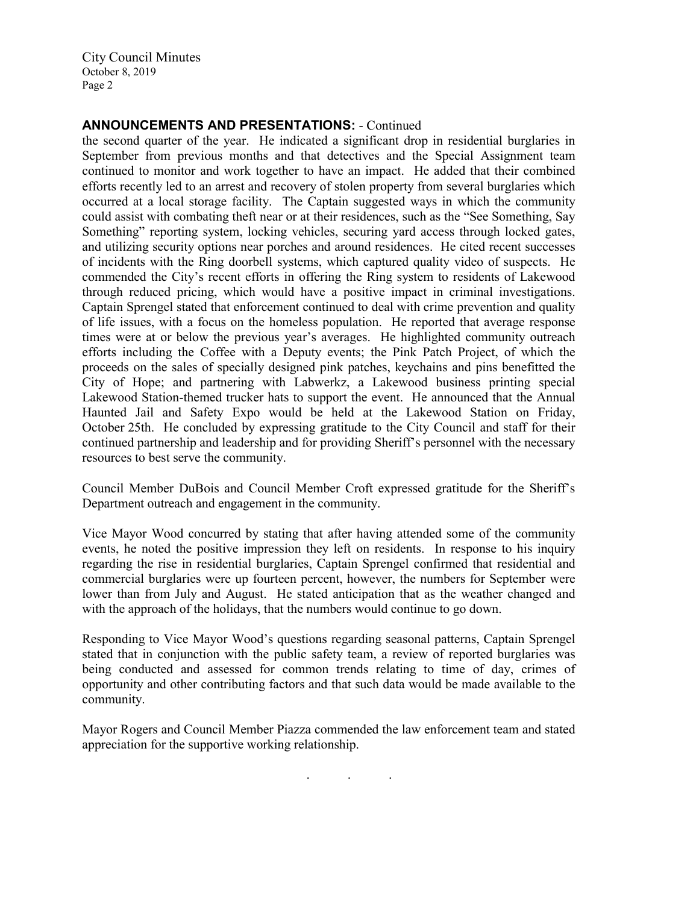## ANNOUNCEMENTS AND PRESENTATIONS: - Continued

the second quarter of the year. He indicated a significant drop in residential burglaries in September from previous months and that detectives and the Special Assignment team continued to monitor and work together to have an impact. He added that their combined efforts recently led to an arrest and recovery of stolen property from several burglaries which occurred at a local storage facility. The Captain suggested ways in which the community could assist with combating theft near or at their residences, such as the "See Something, Say Something" reporting system, locking vehicles, securing yard access through locked gates, and utilizing security options near porches and around residences. He cited recent successes of incidents with the Ring doorbell systems, which captured quality video of suspects. He commended the City's recent efforts in offering the Ring system to residents of Lakewood through reduced pricing, which would have a positive impact in criminal investigations. Captain Sprengel stated that enforcement continued to deal with crime prevention and quality of life issues, with a focus on the homeless population. He reported that average response times were at or below the previous year's averages. He highlighted community outreach efforts including the Coffee with a Deputy events; the Pink Patch Project, of which the proceeds on the sales of specially designed pink patches, keychains and pins benefitted the City of Hope; and partnering with Labwerkz, a Lakewood business printing special Lakewood Station-themed trucker hats to support the event. He announced that the Annual Haunted Jail and Safety Expo would be held at the Lakewood Station on Friday, October 25th. He concluded by expressing gratitude to the City Council and staff for their continued partnership and leadership and for providing Sheriff's personnel with the necessary resources to best serve the community.

Council Member DuBois and Council Member Croft expressed gratitude for the Sheriff's Department outreach and engagement in the community.

Vice Mayor Wood concurred by stating that after having attended some of the community events, he noted the positive impression they left on residents. In response to his inquiry regarding the rise in residential burglaries, Captain Sprengel confirmed that residential and commercial burglaries were up fourteen percent, however, the numbers for September were lower than from July and August. He stated anticipation that as the weather changed and with the approach of the holidays, that the numbers would continue to go down.

Responding to Vice Mayor Wood's questions regarding seasonal patterns, Captain Sprengel stated that in conjunction with the public safety team, a review of reported burglaries was being conducted and assessed for common trends relating to time of day, crimes of opportunity and other contributing factors and that such data would be made available to the community.

Mayor Rogers and Council Member Piazza commended the law enforcement team and stated appreciation for the supportive working relationship.

. . .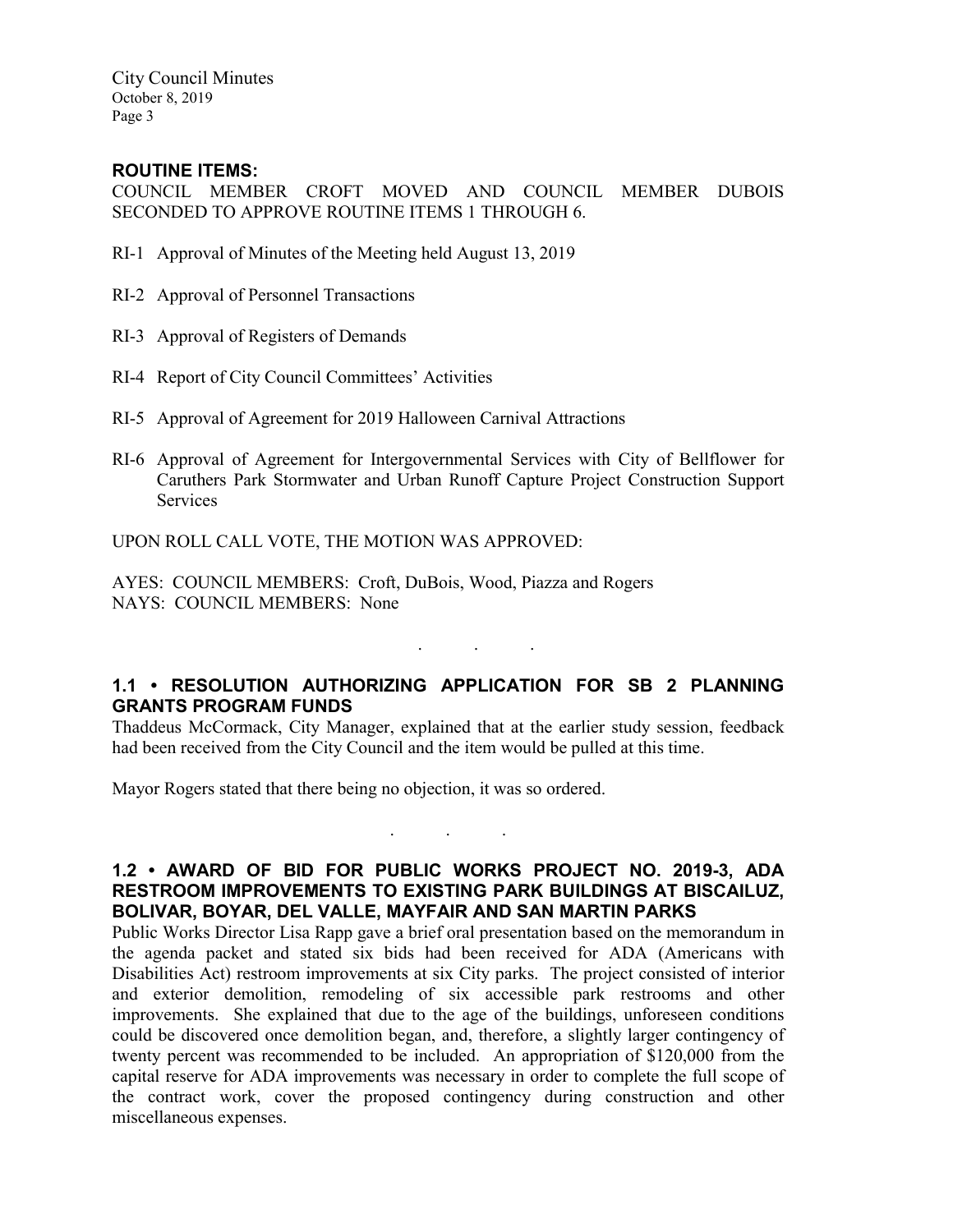## ROUTINE ITEMS:

COUNCIL MEMBER CROFT MOVED AND COUNCIL MEMBER DUBOIS SECONDED TO APPROVE ROUTINE ITEMS 1 THROUGH 6.

RI-1 Approval of Minutes of the Meeting held August 13, 2019

RI-2 Approval of Personnel Transactions

RI-3 Approval of Registers of Demands

RI-4 Report of City Council Committees' Activities

RI-5 Approval of Agreement for 2019 Halloween Carnival Attractions

RI-6 Approval of Agreement for Intergovernmental Services with City of Bellflower for Caruthers Park Stormwater and Urban Runoff Capture Project Construction Support Services

UPON ROLL CALL VOTE, THE MOTION WAS APPROVED:

AYES: COUNCIL MEMBERS: Croft, DuBois, Wood, Piazza and Rogers
NAYS: COUNCIL MEMBERS: None

. . .

## 1.1 • RESOLUTION AUTHORIZING APPLICATION FOR SB 2 PLANNING GRANTS PROGRAM FUNDS

Thaddeus McCormack, City Manager, explained that at the earlier study session, feedback had been received from the City Council and the item would be pulled at this time.

Mayor Rogers stated that there being no objection, it was so ordered.

. . .

## 1.2 • AWARD OF BID FOR PUBLIC WORKS PROJECT NO. 2019-3, ADA RESTROOM IMPROVEMENTS TO EXISTING PARK BUILDINGS AT BISCAILUZ, BOLIVAR, BOYAR, DEL VALLE, MAYFAIR AND SAN MARTIN PARKS

Public Works Director Lisa Rapp gave a brief oral presentation based on the memorandum in the agenda packet and stated six bids had been received for ADA (Americans with Disabilities Act) restroom improvements at six City parks. The project consisted of interior and exterior demolition, remodeling of six accessible park restrooms and other improvements. She explained that due to the age of the buildings, unforeseen conditions could be discovered once demolition began, and, therefore, a slightly larger contingency of twenty percent was recommended to be included. An appropriation of $120,000 from the capital reserve for ADA improvements was necessary in order to complete the full scope of the contract work, cover the proposed contingency during construction and other miscellaneous expenses.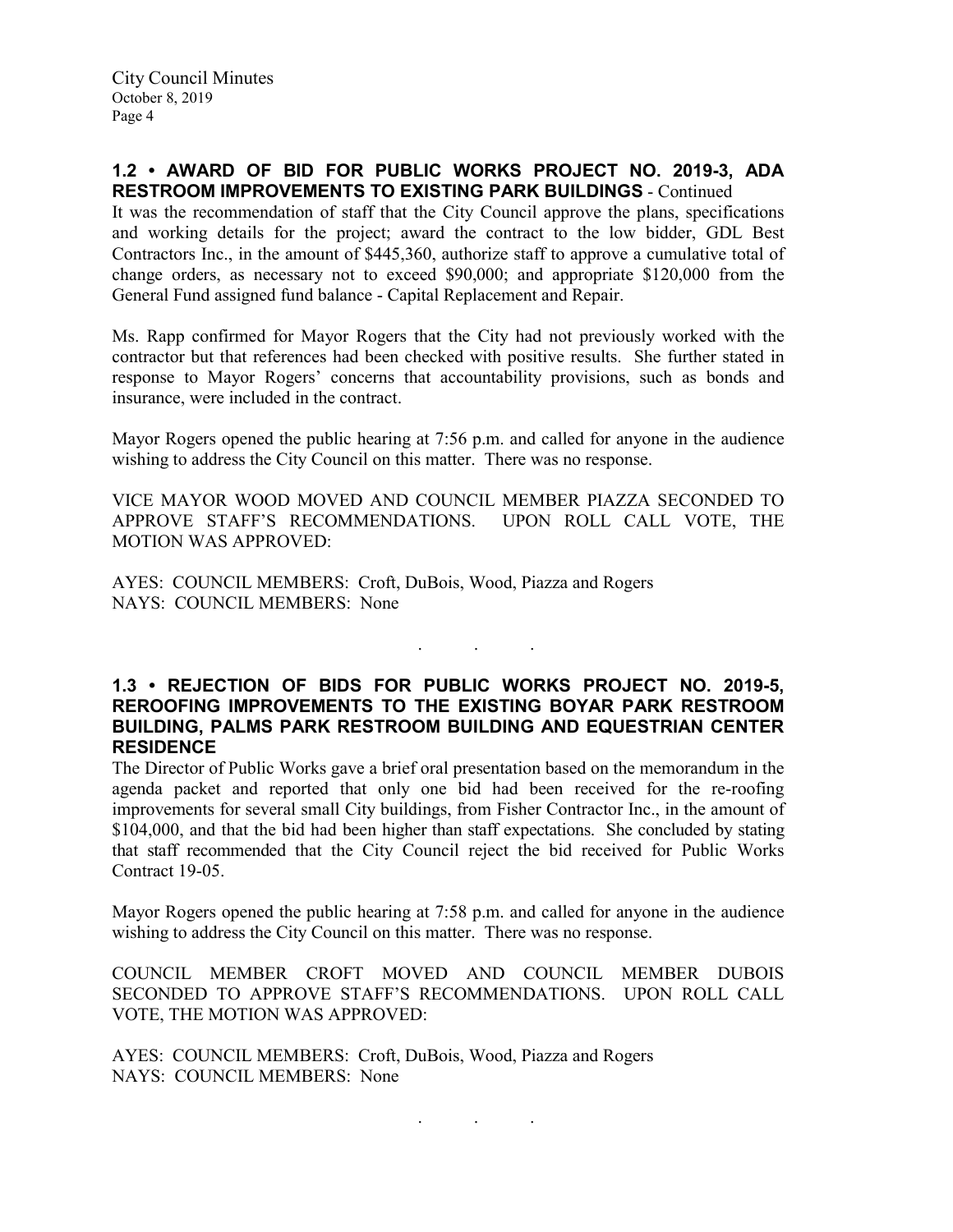**1.2 • AWARD OF BID FOR PUBLIC WORKS PROJECT NO. 2019-3, ADA RESTROOM IMPROVEMENTS TO EXISTING PARK BUILDINGS** - Continued

It was the recommendation of staff that the City Council approve the plans, specifications and working details for the project; award the contract to the low bidder, GDL Best Contractors Inc., in the amount of $445,360, authorize staff to approve a cumulative total of change orders, as necessary not to exceed $90,000; and appropriate $120,000 from the General Fund assigned fund balance - Capital Replacement and Repair.

Ms. Rapp confirmed for Mayor Rogers that the City had not previously worked with the contractor but that references had been checked with positive results. She further stated in response to Mayor Rogers' concerns that accountability provisions, such as bonds and insurance, were included in the contract.

Mayor Rogers opened the public hearing at 7:56 p.m. and called for anyone in the audience wishing to address the City Council on this matter. There was no response.

VICE MAYOR WOOD MOVED AND COUNCIL MEMBER PIAZZA SECONDED TO APPROVE STAFF'S RECOMMENDATIONS. UPON ROLL CALL VOTE, THE MOTION WAS APPROVED:

AYES: COUNCIL MEMBERS: Croft, DuBois, Wood, Piazza and Rogers
NAYS: COUNCIL MEMBERS: None

. . .

**1.3 • REJECTION OF BIDS FOR PUBLIC WORKS PROJECT NO. 2019-5, REROOFING IMPROVEMENTS TO THE EXISTING BOYAR PARK RESTROOM BUILDING, PALMS PARK RESTROOM BUILDING AND EQUESTRIAN CENTER RESIDENCE**

The Director of Public Works gave a brief oral presentation based on the memorandum in the agenda packet and reported that only one bid had been received for the re-roofing improvements for several small City buildings, from Fisher Contractor Inc., in the amount of $104,000, and that the bid had been higher than staff expectations. She concluded by stating that staff recommended that the City Council reject the bid received for Public Works Contract 19-05.

Mayor Rogers opened the public hearing at 7:58 p.m. and called for anyone in the audience wishing to address the City Council on this matter. There was no response.

COUNCIL MEMBER CROFT MOVED AND COUNCIL MEMBER DUBOIS SECONDED TO APPROVE STAFF'S RECOMMENDATIONS. UPON ROLL CALL VOTE, THE MOTION WAS APPROVED:

AYES: COUNCIL MEMBERS: Croft, DuBois, Wood, Piazza and Rogers
NAYS: COUNCIL MEMBERS: None

. . .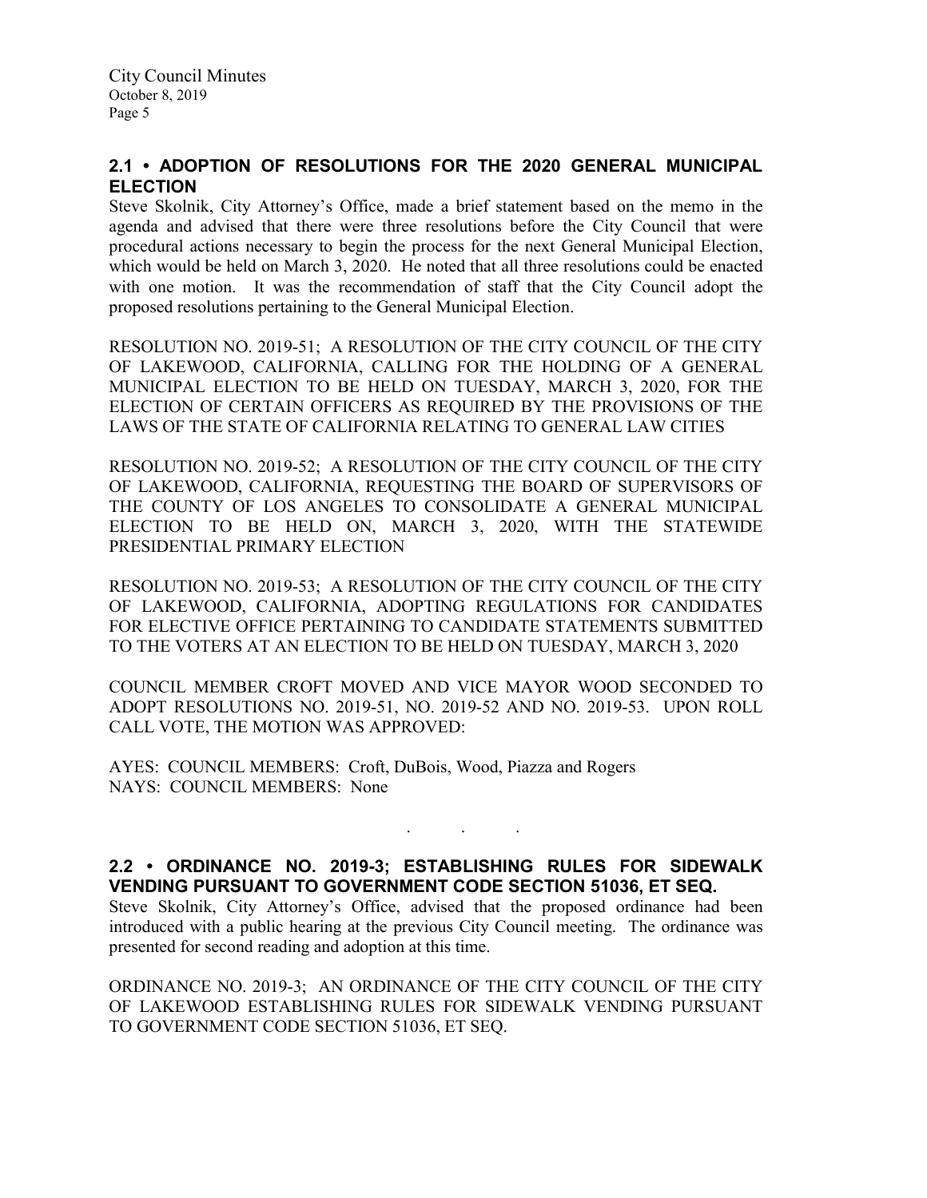## 2.1 • ADOPTION OF RESOLUTIONS FOR THE 2020 GENERAL MUNICIPAL ELECTION

Steve Skolnik, City Attorney's Office, made a brief statement based on the memo in the agenda and advised that there were three resolutions before the City Council that were procedural actions necessary to begin the process for the next General Municipal Election, which would be held on March 3, 2020. He noted that all three resolutions could be enacted with one motion. It was the recommendation of staff that the City Council adopt the proposed resolutions pertaining to the General Municipal Election.

RESOLUTION NO. 2019-51; A RESOLUTION OF THE CITY COUNCIL OF THE CITY OF LAKEWOOD, CALIFORNIA, CALLING FOR THE HOLDING OF A GENERAL MUNICIPAL ELECTION TO BE HELD ON TUESDAY, MARCH 3, 2020, FOR THE ELECTION OF CERTAIN OFFICERS AS REQUIRED BY THE PROVISIONS OF THE LAWS OF THE STATE OF CALIFORNIA RELATING TO GENERAL LAW CITIES

RESOLUTION NO. 2019-52; A RESOLUTION OF THE CITY COUNCIL OF THE CITY OF LAKEWOOD, CALIFORNIA, REQUESTING THE BOARD OF SUPERVISORS OF THE COUNTY OF LOS ANGELES TO CONSOLIDATE A GENERAL MUNICIPAL ELECTION TO BE HELD ON, MARCH 3, 2020, WITH THE STATEWIDE PRESIDENTIAL PRIMARY ELECTION

RESOLUTION NO. 2019-53; A RESOLUTION OF THE CITY COUNCIL OF THE CITY OF LAKEWOOD, CALIFORNIA, ADOPTING REGULATIONS FOR CANDIDATES FOR ELECTIVE OFFICE PERTAINING TO CANDIDATE STATEMENTS SUBMITTED TO THE VOTERS AT AN ELECTION TO BE HELD ON TUESDAY, MARCH 3, 2020

COUNCIL MEMBER CROFT MOVED AND VICE MAYOR WOOD SECONDED TO ADOPT RESOLUTIONS NO. 2019-51, NO. 2019-52 AND NO. 2019-53. UPON ROLL CALL VOTE, THE MOTION WAS APPROVED:

AYES: COUNCIL MEMBERS: Croft, DuBois, Wood, Piazza and Rogers
NAYS: COUNCIL MEMBERS: None

. . .

## 2.2 • ORDINANCE NO. 2019-3; ESTABLISHING RULES FOR SIDEWALK VENDING PURSUANT TO GOVERNMENT CODE SECTION 51036, ET SEQ.

Steve Skolnik, City Attorney's Office, advised that the proposed ordinance had been introduced with a public hearing at the previous City Council meeting. The ordinance was presented for second reading and adoption at this time.

ORDINANCE NO. 2019-3; AN ORDINANCE OF THE CITY COUNCIL OF THE CITY OF LAKEWOOD ESTABLISHING RULES FOR SIDEWALK VENDING PURSUANT TO GOVERNMENT CODE SECTION 51036, ET SEQ.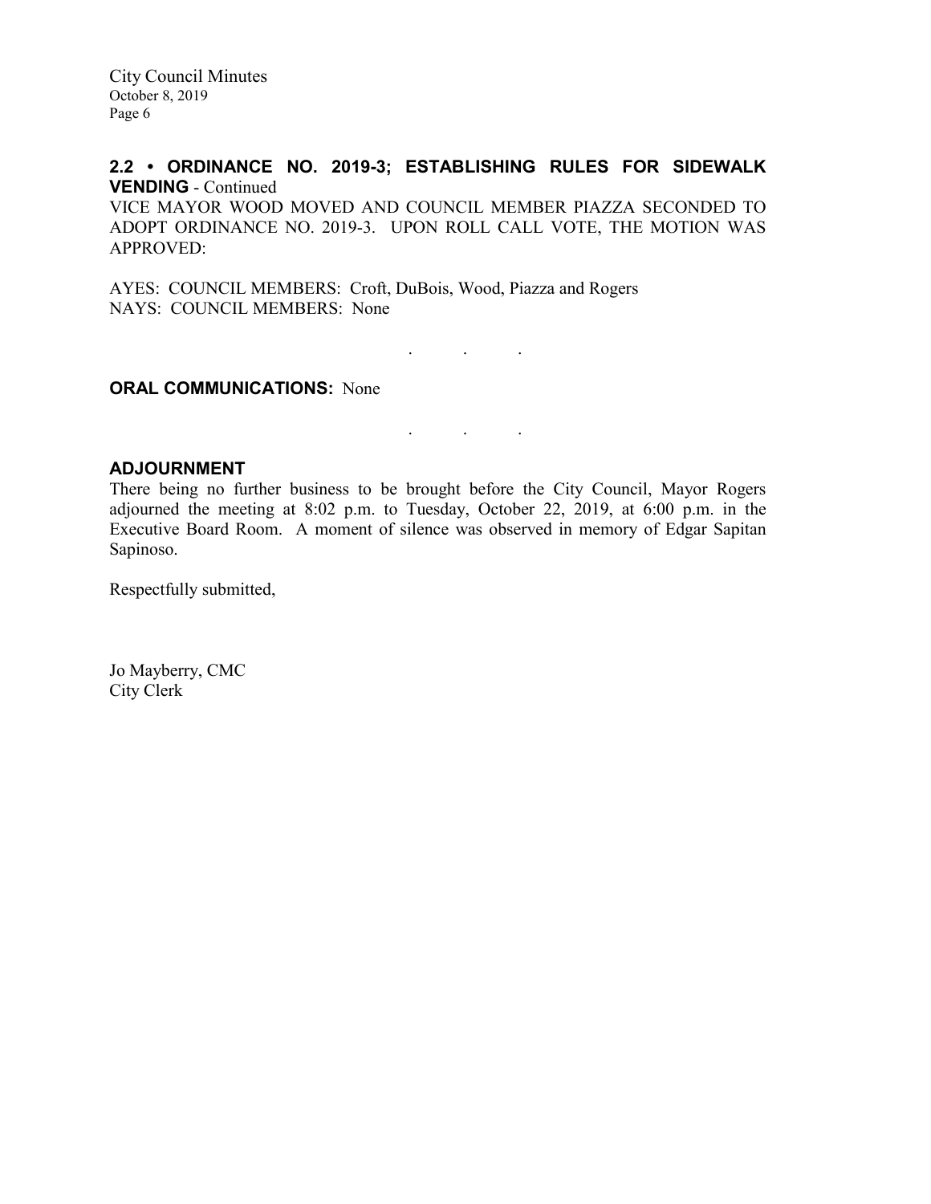**2.2 • ORDINANCE NO. 2019-3; ESTABLISHING RULES FOR SIDEWALK VENDING** - Continued

VICE MAYOR WOOD MOVED AND COUNCIL MEMBER PIAZZA SECONDED TO ADOPT ORDINANCE NO. 2019-3. UPON ROLL CALL VOTE, THE MOTION WAS APPROVED:

AYES: COUNCIL MEMBERS: Croft, DuBois, Wood, Piazza and Rogers
NAYS: COUNCIL MEMBERS: None

. . .

**ORAL COMMUNICATIONS:** None

. . .

**ADJOURNMENT**

There being no further business to be brought before the City Council, Mayor Rogers adjourned the meeting at 8:02 p.m. to Tuesday, October 22, 2019, at 6:00 p.m. in the Executive Board Room. A moment of silence was observed in memory of Edgar Sapitan Sapinoso.

Respectfully submitted,

Jo Mayberry, CMC
City Clerk